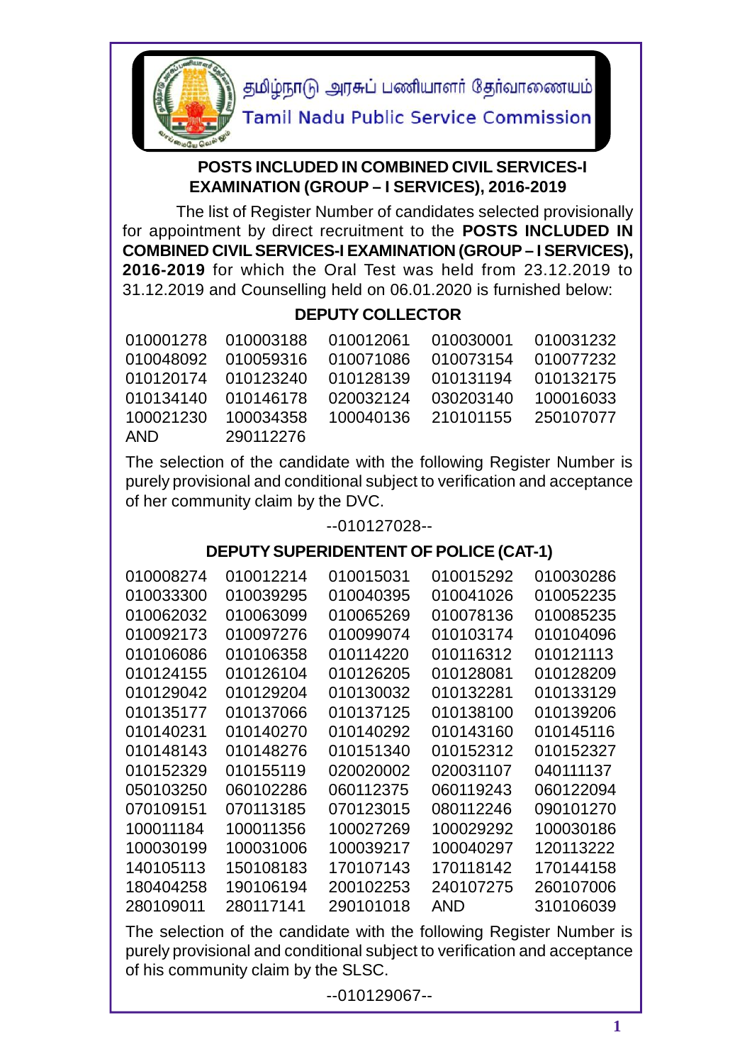தமிழ்நாடு அரசுப் பணியாளர் தேர்வாணையம்

Tamil Nadu Public Service Commission

## POSTS INCLUDED IN COMBINED CIVIL SERVICES-I EXAMINATION (GROUP – I SERVICES), 2016-2019

The list of Register Number of candidates selected provisionally for appointment by direct recruitment to the **POSTS INCLUDED IN COMBINED CIVIL SERVICES-I EXAMINATION (GROUP – I SERVICES), 2016-2019** for which the Oral Test was held from 23.12.2019 to 31.12.2019 and Counselling held on 06.01.2020 is furnished below:

### DEPUTY COLLECTOR

| | | | | |
|---|---|---|---|---|
| 010001278 | 010003188 | 010012061 | 010030001 | 010031232 |
| 010048092 | 010059316 | 010071086 | 010073154 | 010077232 |
| 010120174 | 010123240 | 010128139 | 010131194 | 010132175 |
| 010134140 | 010146178 | 020032124 | 030203140 | 100016033 |
| 100021230 | 100034358 | 100040136 | 210101155 | 250107077 |
| AND | 290112276 | | | |

The selection of the candidate with the following Register Number is purely provisional and conditional subject to verification and acceptance of her community claim by the DVC.

--010127028--

### DEPUTY SUPERIDENTENT OF POLICE (CAT-1)

| | | | | |
|---|---|---|---|---|
| 010008274 | 010012214 | 010015031 | 010015292 | 010030286 |
| 010033300 | 010039295 | 010040395 | 010041026 | 010052235 |
| 010062032 | 010063099 | 010065269 | 010078136 | 010085235 |
| 010092173 | 010097276 | 010099074 | 010103174 | 010104096 |
| 010106086 | 010106358 | 010114220 | 010116312 | 010121113 |
| 010124155 | 010126104 | 010126205 | 010128081 | 010128209 |
| 010129042 | 010129204 | 010130032 | 010132281 | 010133129 |
| 010135177 | 010137066 | 010137125 | 010138100 | 010139206 |
| 010140231 | 010140270 | 010140292 | 010143160 | 010145116 |
| 010148143 | 010148276 | 010151340 | 010152312 | 010152327 |
| 010152329 | 010155119 | 020020002 | 020031107 | 040111137 |
| 050103250 | 060102286 | 060112375 | 060119243 | 060122094 |
| 070109151 | 070113185 | 070123015 | 080112246 | 090101270 |
| 100011184 | 100011356 | 100027269 | 100029292 | 100030186 |
| 100030199 | 100031006 | 100039217 | 100040297 | 120113222 |
| 140105113 | 150108183 | 170107143 | 170118142 | 170144158 |
| 180404258 | 190106194 | 200102253 | 240107275 | 260107006 |
| 280109011 | 280117141 | 290101018 | AND | 310106039 |

The selection of the candidate with the following Register Number is purely provisional and conditional subject to verification and acceptance of his community claim by the SLSC.

--010129067--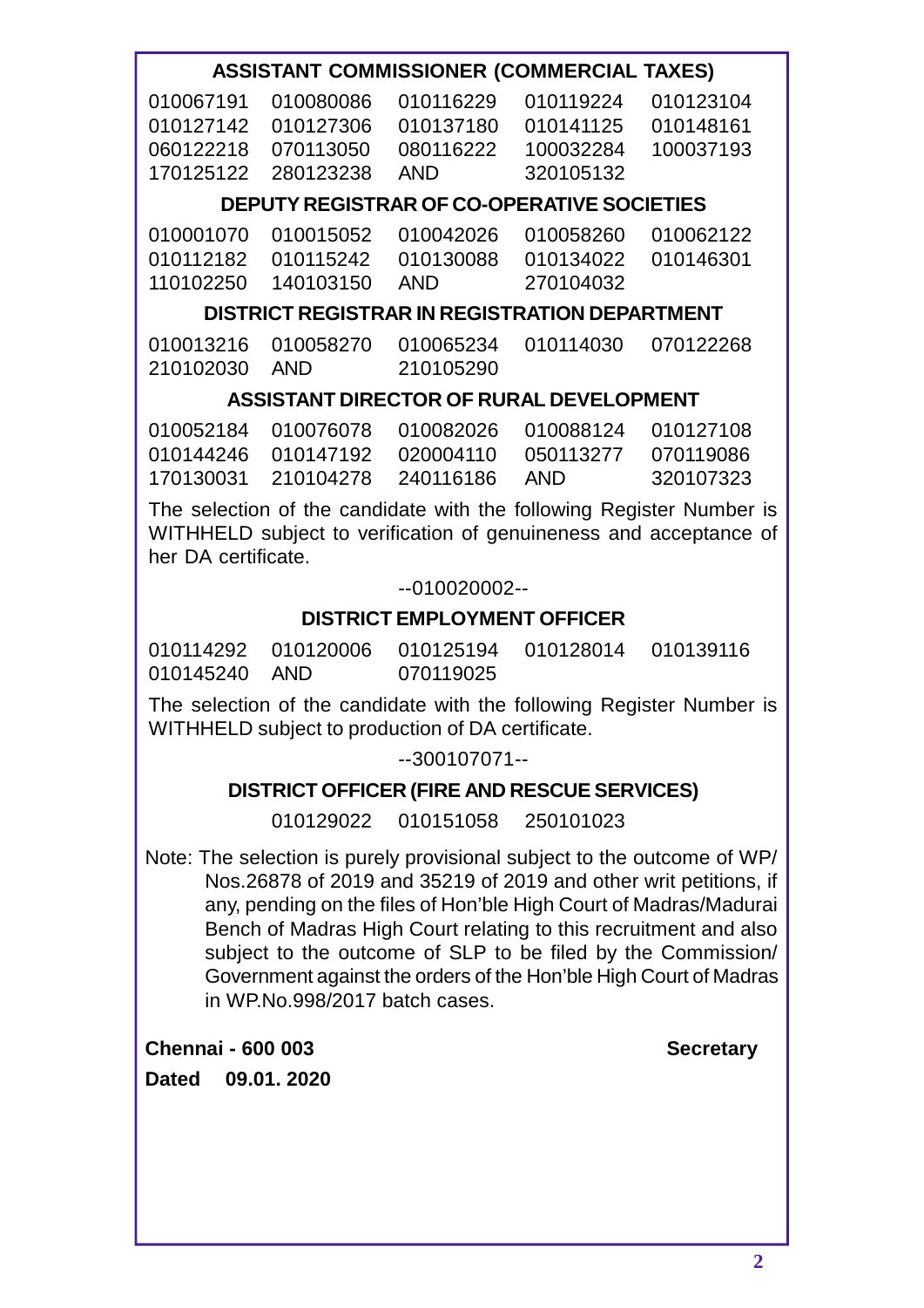## ASSISTANT COMMISSIONER (COMMERCIAL TAXES)

| | | | | |
|---|---|---|---|---|
| 010067191 | 010080086 | 010116229 | 010119224 | 010123104 |
| 010127142 | 010127306 | 010137180 | 010141125 | 010148161 |
| 060122218 | 070113050 | 080116222 | 100032284 | 100037193 |
| 170125122 | 280123238 | AND | 320105132 | |

## DEPUTY REGISTRAR OF CO-OPERATIVE SOCIETIES

| | | | | |
|---|---|---|---|---|
| 010001070 | 010015052 | 010042026 | 010058260 | 010062122 |
| 010112182 | 010115242 | 010130088 | 010134022 | 010146301 |
| 110102250 | 140103150 | AND | 270104032 | |

## DISTRICT REGISTRAR IN REGISTRATION DEPARTMENT

| | | | | |
|---|---|---|---|---|
| 010013216 | 010058270 | 010065234 | 010114030 | 070122268 |
| 210102030 | AND | 210105290 | | |

## ASSISTANT DIRECTOR OF RURAL DEVELOPMENT

| | | | | |
|---|---|---|---|---|
| 010052184 | 010076078 | 010082026 | 010088124 | 010127108 |
| 010144246 | 010147192 | 020004110 | 050113277 | 070119086 |
| 170130031 | 210104278 | 240116186 | AND | 320107323 |

The selection of the candidate with the following Register Number is WITHHELD subject to verification of genuineness and acceptance of her DA certificate.

--010020002--

## DISTRICT EMPLOYMENT OFFICER

| | | | | |
|---|---|---|---|---|
| 010114292 | 010120006 | 010125194 | 010128014 | 010139116 |
| 010145240 | AND | 070119025 | | |

The selection of the candidate with the following Register Number is WITHHELD subject to production of DA certificate.

--300107071--

## DISTRICT OFFICER (FIRE AND RESCUE SERVICES)

010129022 010151058 250101023

Note: The selection is purely provisional subject to the outcome of WP/ Nos.26878 of 2019 and 35219 of 2019 and other writ petitions, if any, pending on the files of Hon'ble High Court of Madras/Madurai Bench of Madras High Court relating to this recruitment and also subject to the outcome of SLP to be filed by the Commission/ Government against the orders of the Hon'ble High Court of Madras in WP.No.998/2017 batch cases.

**Chennai - 600 003** **Secretary**

**Dated 09.01. 2020**